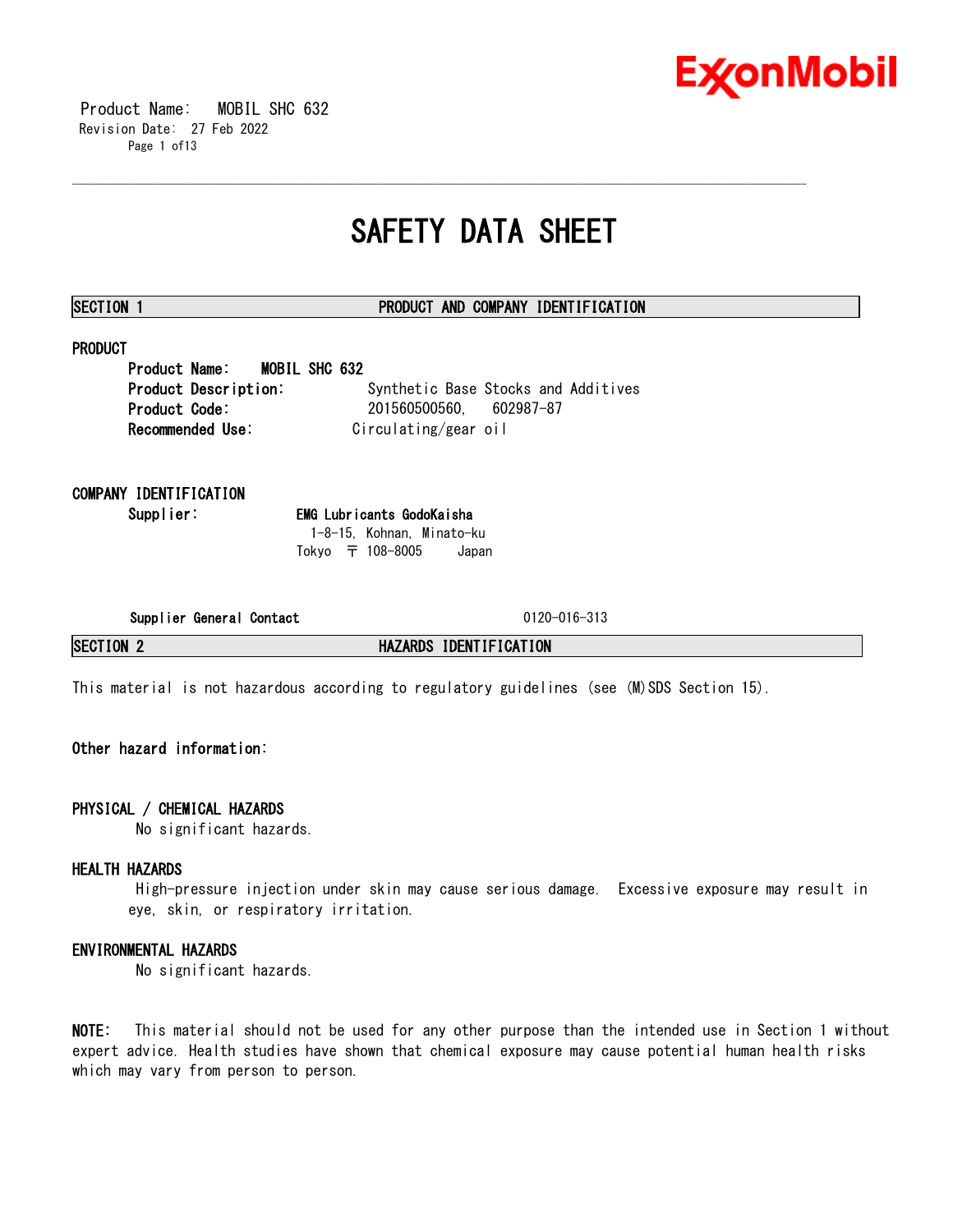# SAFETY DATA SHEET

## SECTION 1 PRODUCT AND COMPANY IDENTIFICATION

### PRODUCT

**Product Name:** **MOBIL SHC 632**
**Product Description:** Synthetic Base Stocks and Additives
**Product Code:** 201560500560, 602987-87
**Recommended Use:** Circulating/gear oil

### COMPANY IDENTIFICATION

**Supplier:** **EMG Lubricants GodoKaisha**
1-8-15, Kohnan, Minato-ku
Tokyo 〒 108-8005 Japan

**Supplier General Contact** 0120-016-313

## SECTION 2 HAZARDS IDENTIFICATION

This material is not hazardous according to regulatory guidelines (see (M)SDS Section 15).

**Other hazard information:**

### PHYSICAL / CHEMICAL HAZARDS

No significant hazards.

### HEALTH HAZARDS

High-pressure injection under skin may cause serious damage. Excessive exposure may result in eye, skin, or respiratory irritation.

### ENVIRONMENTAL HAZARDS

No significant hazards.

**NOTE:** This material should not be used for any other purpose than the intended use in Section 1 without expert advice. Health studies have shown that chemical exposure may cause potential human health risks which may vary from person to person.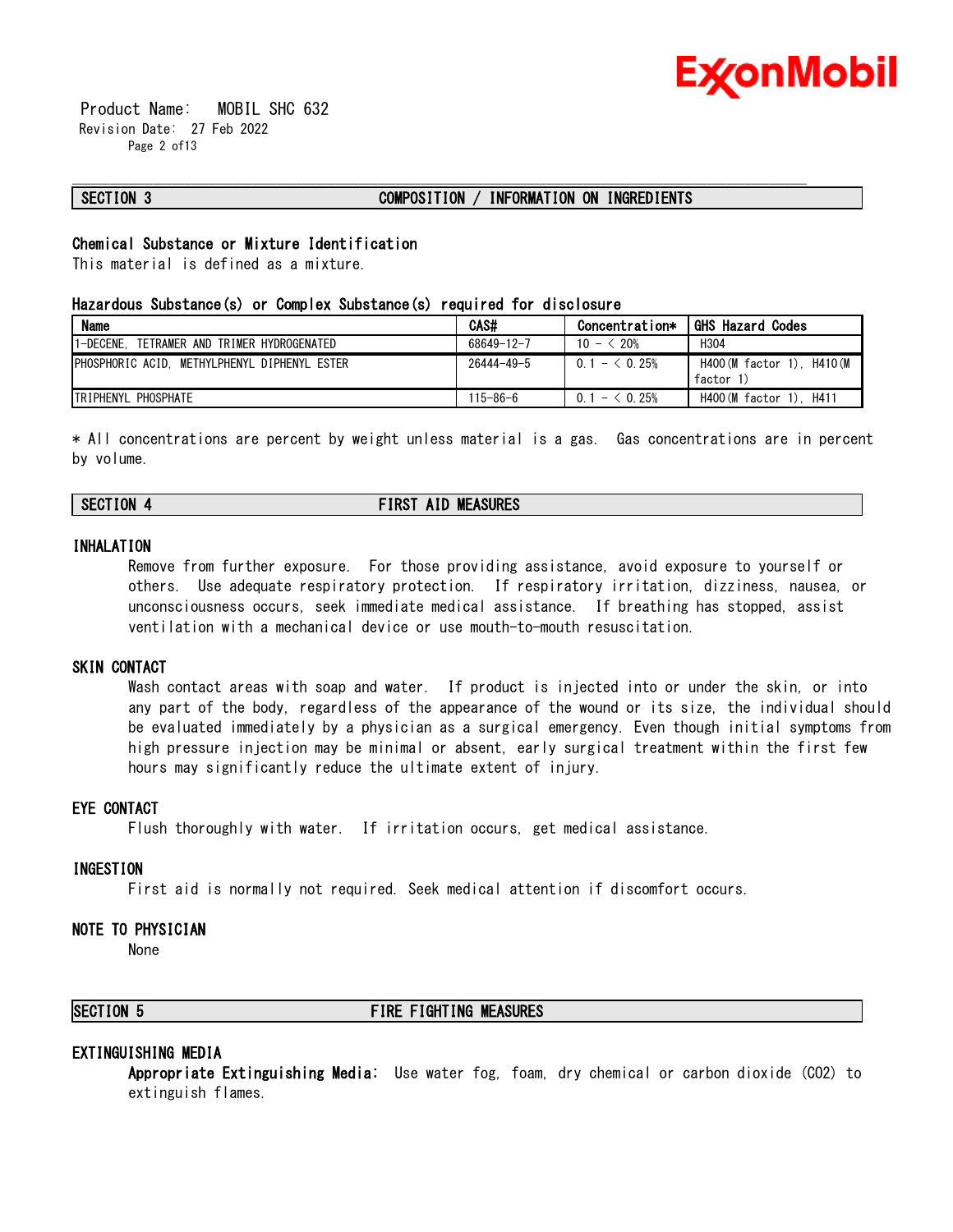## SECTION 3 COMPOSITION / INFORMATION ON INGREDIENTS

### Chemical Substance or Mixture Identification

This material is defined as a mixture.

### Hazardous Substance(s) or Complex Substance(s) required for disclosure

| Name | CAS# | Concentration* | GHS Hazard Codes |
|---|---|---|---|
| 1-DECENE, TETRAMER AND TRIMER HYDROGENATED | 68649-12-7 | 10 - < 20% | H304 |
| PHOSPHORIC ACID, METHYLPHENYL DIPHENYL ESTER | 26444-49-5 | 0.1 - < 0.25% | H400(M factor 1), H410(M factor 1) |
| TRIPHENYL PHOSPHATE | 115-86-6 | 0.1 - < 0.25% | H400(M factor 1), H411 |

* All concentrations are percent by weight unless material is a gas. Gas concentrations are in percent by volume.

## SECTION 4 FIRST AID MEASURES

### INHALATION

Remove from further exposure. For those providing assistance, avoid exposure to yourself or others. Use adequate respiratory protection. If respiratory irritation, dizziness, nausea, or unconsciousness occurs, seek immediate medical assistance. If breathing has stopped, assist ventilation with a mechanical device or use mouth-to-mouth resuscitation.

### SKIN CONTACT

Wash contact areas with soap and water. If product is injected into or under the skin, or into any part of the body, regardless of the appearance of the wound or its size, the individual should be evaluated immediately by a physician as a surgical emergency. Even though initial symptoms from high pressure injection may be minimal or absent, early surgical treatment within the first few hours may significantly reduce the ultimate extent of injury.

### EYE CONTACT

Flush thoroughly with water. If irritation occurs, get medical assistance.

### INGESTION

First aid is normally not required. Seek medical attention if discomfort occurs.

### NOTE TO PHYSICIAN

None

## SECTION 5 FIRE FIGHTING MEASURES

### EXTINGUISHING MEDIA

**Appropriate Extinguishing Media:** Use water fog, foam, dry chemical or carbon dioxide ($CO_2$) to extinguish flames.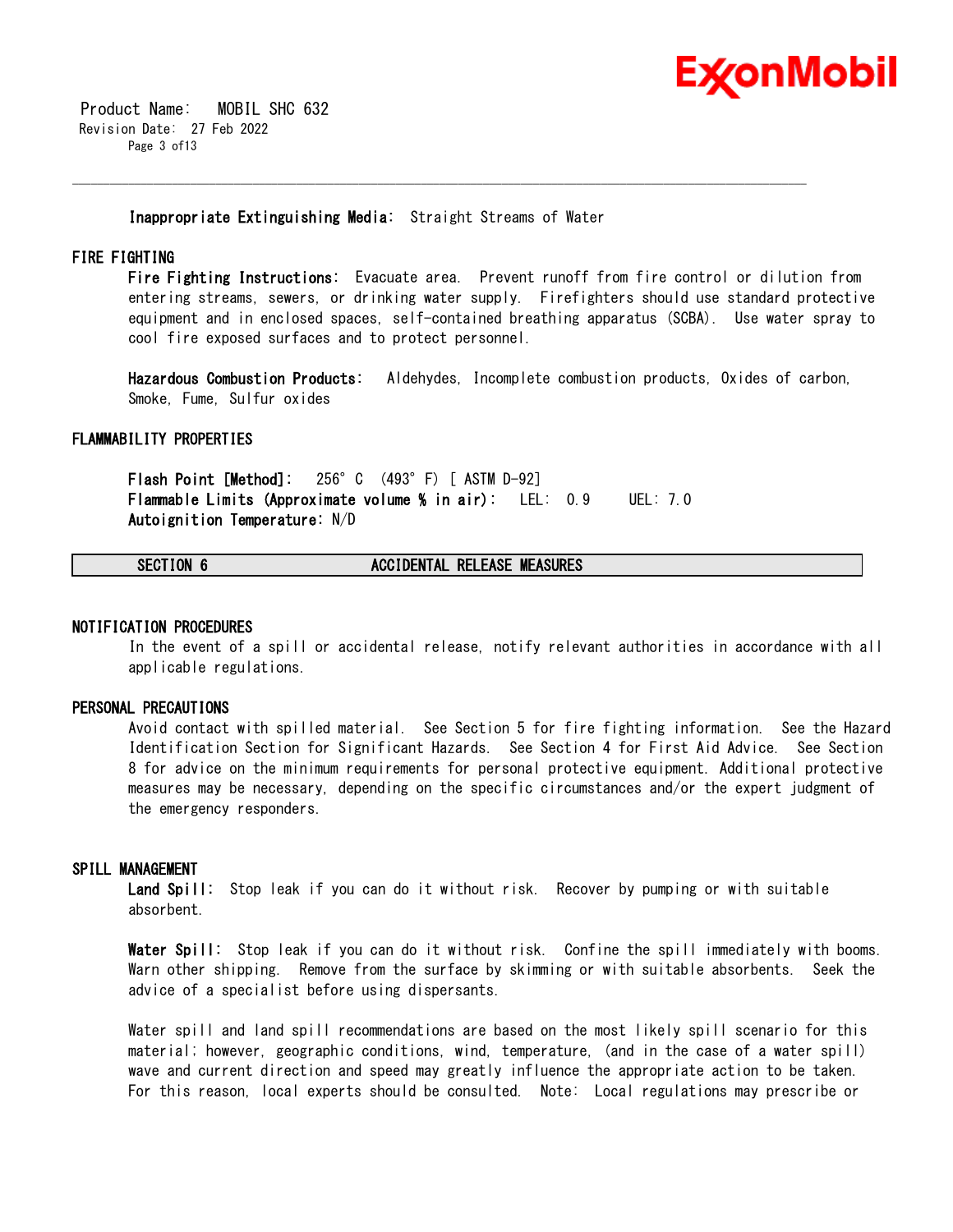**Inappropriate Extinguishing Media:** Straight Streams of Water

## FIRE FIGHTING

**Fire Fighting Instructions:** Evacuate area. Prevent runoff from fire control or dilution from entering streams, sewers, or drinking water supply. Firefighters should use standard protective equipment and in enclosed spaces, self-contained breathing apparatus (SCBA). Use water spray to cool fire exposed surfaces and to protect personnel.

**Hazardous Combustion Products:** Aldehydes, Incomplete combustion products, Oxides of carbon, Smoke, Fume, Sulfur oxides

## FLAMMABILITY PROPERTIES

**Flash Point [Method]:** 256°C (493°F) [ ASTM D-92]
**Flammable Limits (Approximate volume % in air):** LEL: 0.9 UEL: 7.0
**Autoignition Temperature:** N/D

# SECTION 6 ACCIDENTAL RELEASE MEASURES

## NOTIFICATION PROCEDURES

In the event of a spill or accidental release, notify relevant authorities in accordance with all applicable regulations.

## PERSONAL PRECAUTIONS

Avoid contact with spilled material. See Section 5 for fire fighting information. See the Hazard Identification Section for Significant Hazards. See Section 4 for First Aid Advice. See Section 8 for advice on the minimum requirements for personal protective equipment. Additional protective measures may be necessary, depending on the specific circumstances and/or the expert judgment of the emergency responders.

## SPILL MANAGEMENT

**Land Spill:** Stop leak if you can do it without risk. Recover by pumping or with suitable absorbent.

**Water Spill:** Stop leak if you can do it without risk. Confine the spill immediately with booms. Warn other shipping. Remove from the surface by skimming or with suitable absorbents. Seek the advice of a specialist before using dispersants.

Water spill and land spill recommendations are based on the most likely spill scenario for this material; however, geographic conditions, wind, temperature, (and in the case of a water spill) wave and current direction and speed may greatly influence the appropriate action to be taken. For this reason, local experts should be consulted. Note: Local regulations may prescribe or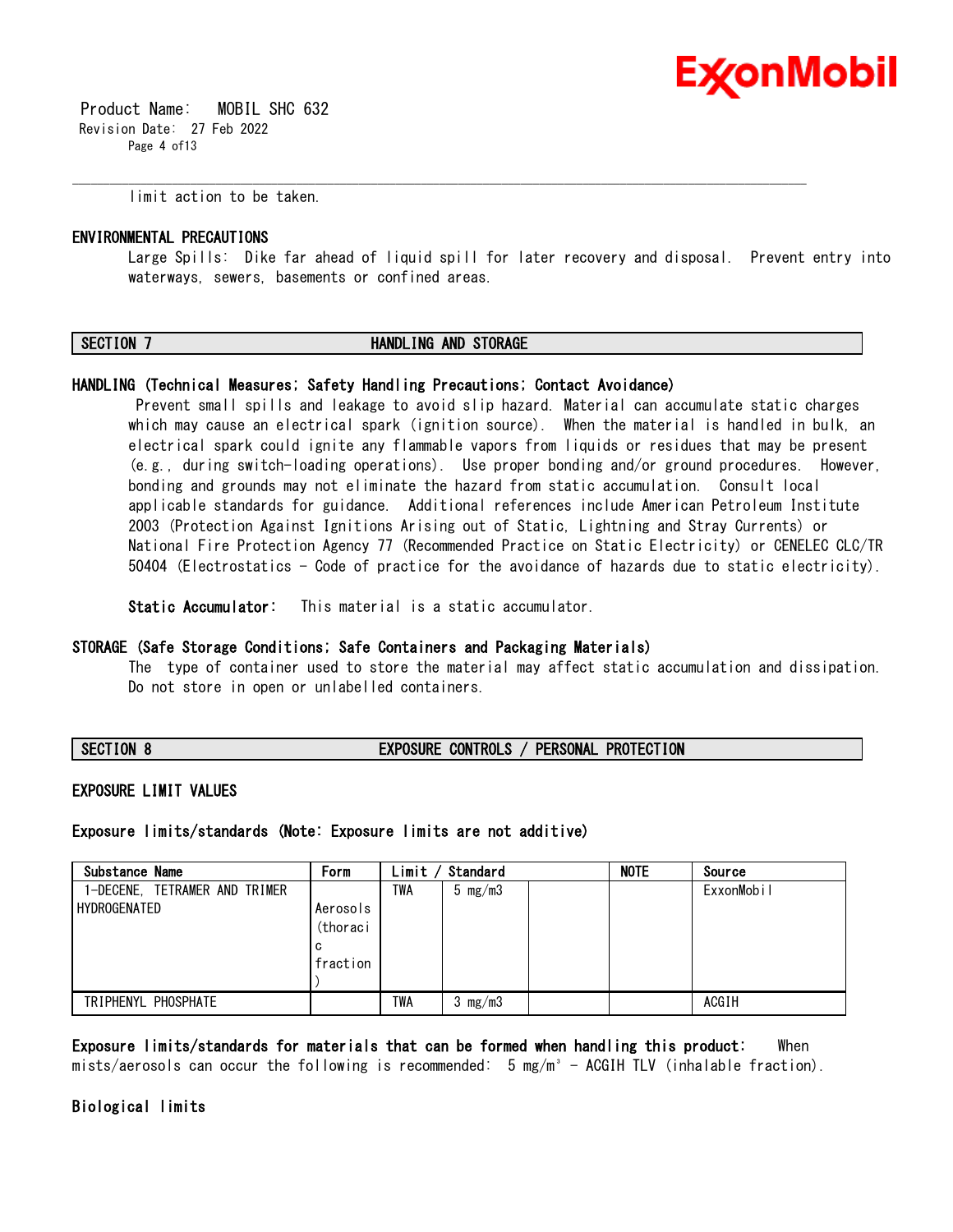limit action to be taken.

### ENVIRONMENTAL PRECAUTIONS

Large Spills: Dike far ahead of liquid spill for later recovery and disposal. Prevent entry into waterways, sewers, basements or confined areas.

## SECTION 7 HANDLING AND STORAGE

### HANDLING (Technical Measures; Safety Handling Precautions; Contact Avoidance)

Prevent small spills and leakage to avoid slip hazard. Material can accumulate static charges which may cause an electrical spark (ignition source). When the material is handled in bulk, an electrical spark could ignite any flammable vapors from liquids or residues that may be present (e.g., during switch-loading operations). Use proper bonding and/or ground procedures. However, bonding and grounds may not eliminate the hazard from static accumulation. Consult local applicable standards for guidance. Additional references include American Petroleum Institute 2003 (Protection Against Ignitions Arising out of Static, Lightning and Stray Currents) or National Fire Protection Agency 77 (Recommended Practice on Static Electricity) or CENELEC CLC/TR 50404 (Electrostatics - Code of practice for the avoidance of hazards due to static electricity).

**Static Accumulator:** This material is a static accumulator.

### STORAGE (Safe Storage Conditions; Safe Containers and Packaging Materials)

The type of container used to store the material may affect static accumulation and dissipation. Do not store in open or unlabelled containers.

## SECTION 8 EXPOSURE CONTROLS / PERSONAL PROTECTION

### EXPOSURE LIMIT VALUES

**Exposure limits/standards (Note: Exposure limits are not additive)**

| Substance Name | Form | Limit / Standard | | | NOTE | Source |
|---|---|---|---|---|---|---|
| 1-DECENE, TETRAMER AND TRIMER HYDROGENATED | Aerosols (thoracic fraction) | TWA | 5 mg/m3 | | | ExxonMobil |
| TRIPHENYL PHOSPHATE | | TWA | 3 mg/m3 | | | ACGIH |

**Exposure limits/standards for materials that can be formed when handling this product:** When mists/aerosols can occur the following is recommended: 5 mg/m³ - ACGIH TLV (inhalable fraction).

### Biological limits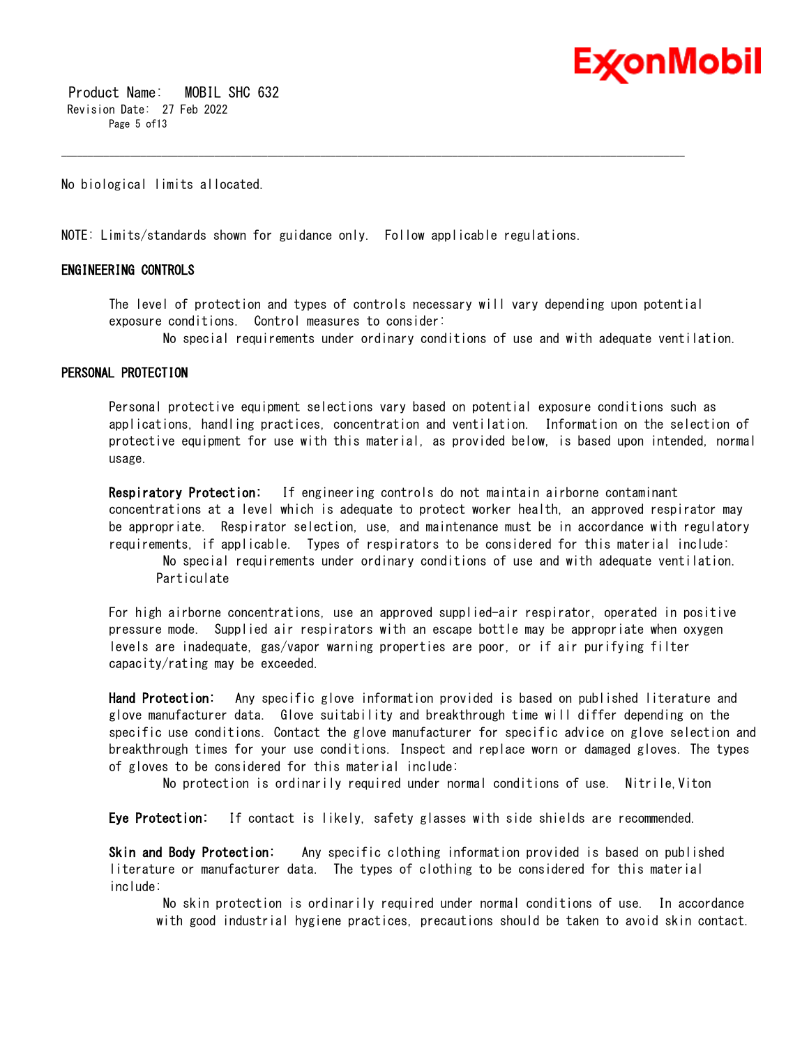No biological limits allocated.

NOTE: Limits/standards shown for guidance only. Follow applicable regulations.

## ENGINEERING CONTROLS

The level of protection and types of controls necessary will vary depending upon potential exposure conditions. Control measures to consider:

No special requirements under ordinary conditions of use and with adequate ventilation.

## PERSONAL PROTECTION

Personal protective equipment selections vary based on potential exposure conditions such as applications, handling practices, concentration and ventilation. Information on the selection of protective equipment for use with this material, as provided below, is based upon intended, normal usage.

**Respiratory Protection:** If engineering controls do not maintain airborne contaminant concentrations at a level which is adequate to protect worker health, an approved respirator may be appropriate. Respirator selection, use, and maintenance must be in accordance with regulatory requirements, if applicable. Types of respirators to be considered for this material include:

No special requirements under ordinary conditions of use and with adequate ventilation.
Particulate

For high airborne concentrations, use an approved supplied-air respirator, operated in positive pressure mode. Supplied air respirators with an escape bottle may be appropriate when oxygen levels are inadequate, gas/vapor warning properties are poor, or if air purifying filter capacity/rating may be exceeded.

**Hand Protection:** Any specific glove information provided is based on published literature and glove manufacturer data. Glove suitability and breakthrough time will differ depending on the specific use conditions. Contact the glove manufacturer for specific advice on glove selection and breakthrough times for your use conditions. Inspect and replace worn or damaged gloves. The types of gloves to be considered for this material include:

No protection is ordinarily required under normal conditions of use. Nitrile,Viton

**Eye Protection:** If contact is likely, safety glasses with side shields are recommended.

**Skin and Body Protection:** Any specific clothing information provided is based on published literature or manufacturer data. The types of clothing to be considered for this material include:

No skin protection is ordinarily required under normal conditions of use. In accordance with good industrial hygiene practices, precautions should be taken to avoid skin contact.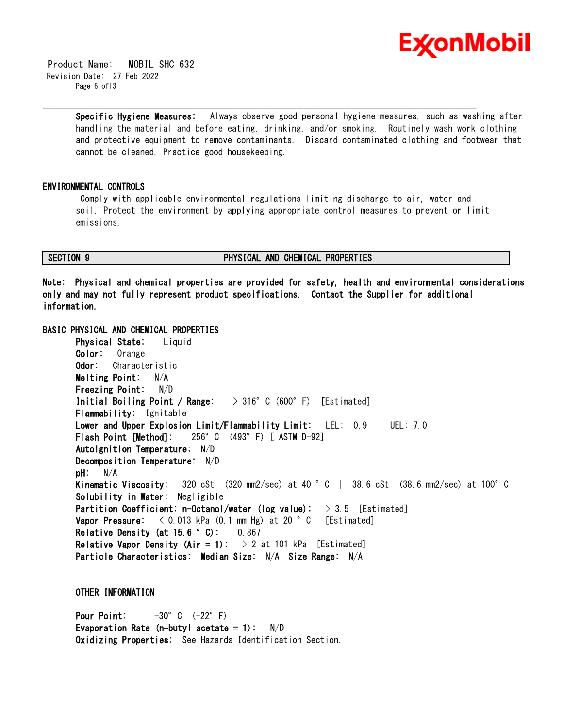**Specific Hygiene Measures:** Always observe good personal hygiene measures, such as washing after handling the material and before eating, drinking, and/or smoking. Routinely wash work clothing and protective equipment to remove contaminants. Discard contaminated clothing and footwear that cannot be cleaned. Practice good housekeeping.

## ENVIRONMENTAL CONTROLS

Comply with applicable environmental regulations limiting discharge to air, water and soil. Protect the environment by applying appropriate control measures to prevent or limit emissions.

## SECTION 9 PHYSICAL AND CHEMICAL PROPERTIES

**Note: Physical and chemical properties are provided for safety, health and environmental considerations only and may not fully represent product specifications. Contact the Supplier for additional information.**

### BASIC PHYSICAL AND CHEMICAL PROPERTIES

**Physical State:** Liquid
**Color:** Orange
**Odor:** Characteristic
**Melting Point:** N/A
**Freezing Point:** N/D
**Initial Boiling Point / Range:** > 316°C (600°F) [Estimated]
**Flammability:** Ignitable
**Lower and Upper Explosion Limit/Flammability Limit:** LEL: 0.9 UEL: 7.0
**Flash Point [Method]:** 256°C (493°F) [ ASTM D-92]
**Autoignition Temperature:** N/D
**Decomposition Temperature:** N/D
**pH:** N/A
**Kinematic Viscosity:** 320 cSt (320 mm2/sec) at 40 °C | 38.6 cSt (38.6 mm2/sec) at 100°C
**Solubility in Water:** Negligible
**Partition Coefficient: n-Octanol/water (log value):** > 3.5 [Estimated]
**Vapor Pressure:** < 0.013 kPa (0.1 mm Hg) at 20 °C [Estimated]
**Relative Density (at 15.6 °C):** 0.867
**Relative Vapor Density (Air = 1):** > 2 at 101 kPa [Estimated]
**Particle Characteristics: Median Size:** N/A **Size Range:** N/A

### OTHER INFORMATION

**Pour Point:** -30°C (-22°F)
**Evaporation Rate (n-butyl acetate = 1):** N/D
**Oxidizing Properties:** See Hazards Identification Section.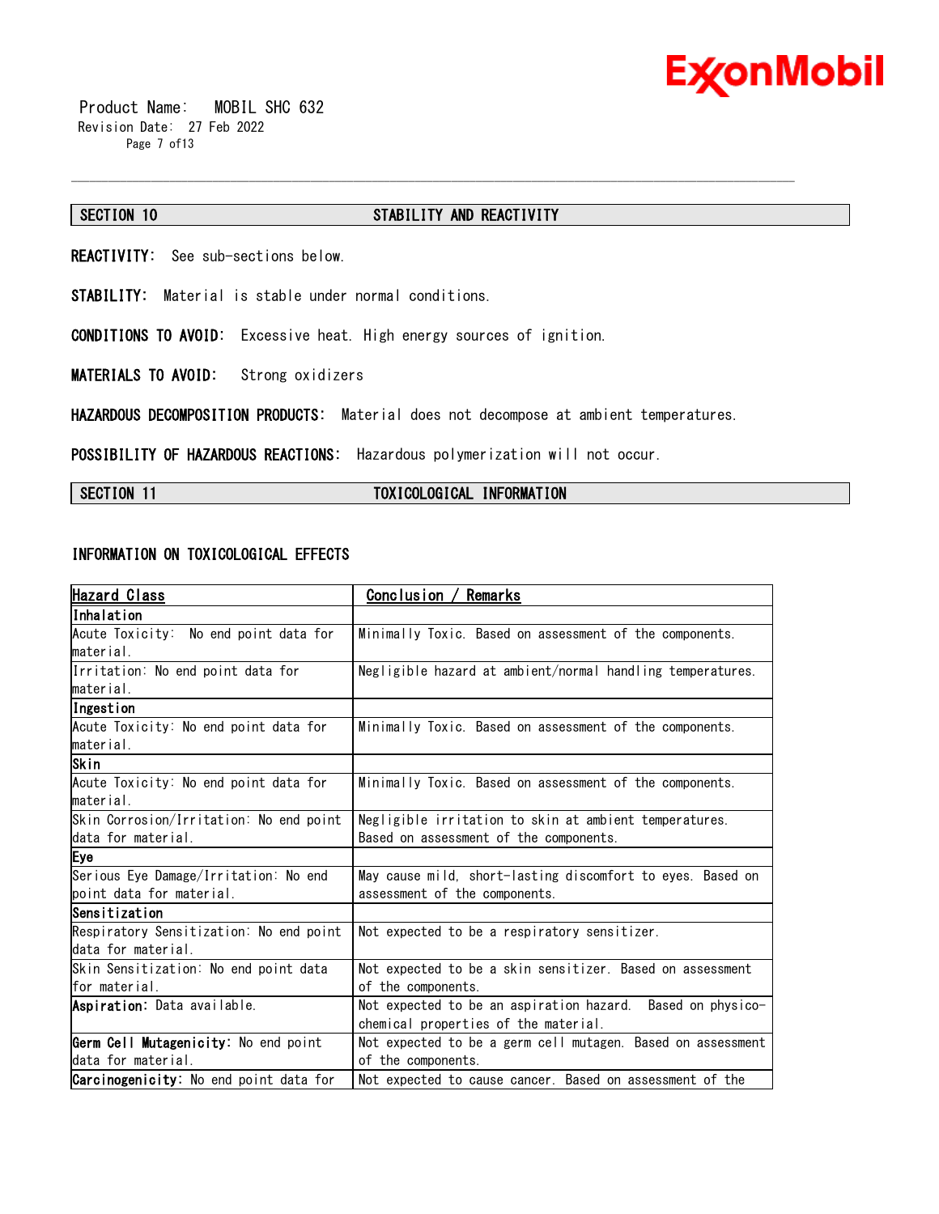## SECTION 10 STABILITY AND REACTIVITY

**REACTIVITY:** See sub-sections below.

**STABILITY:** Material is stable under normal conditions.

**CONDITIONS TO AVOID:** Excessive heat. High energy sources of ignition.

**MATERIALS TO AVOID:** Strong oxidizers

**HAZARDOUS DECOMPOSITION PRODUCTS:** Material does not decompose at ambient temperatures.

**POSSIBILITY OF HAZARDOUS REACTIONS:** Hazardous polymerization will not occur.

## SECTION 11 TOXICOLOGICAL INFORMATION

### INFORMATION ON TOXICOLOGICAL EFFECTS

| Hazard Class | Conclusion / Remarks |
|---|---|
| **Inhalation** | |
| Acute Toxicity: No end point data for material. | Minimally Toxic. Based on assessment of the components. |
| Irritation: No end point data for material. | Negligible hazard at ambient/normal handling temperatures. |
| **Ingestion** | |
| Acute Toxicity: No end point data for material. | Minimally Toxic. Based on assessment of the components. |
| **Skin** | |
| Acute Toxicity: No end point data for material. | Minimally Toxic. Based on assessment of the components. |
| Skin Corrosion/Irritation: No end point data for material. | Negligible irritation to skin at ambient temperatures. Based on assessment of the components. |
| **Eye** | |
| Serious Eye Damage/Irritation: No end point data for material. | May cause mild, short-lasting discomfort to eyes. Based on assessment of the components. |
| **Sensitization** | |
| Respiratory Sensitization: No end point data for material. | Not expected to be a respiratory sensitizer. |
| Skin Sensitization: No end point data for material. | Not expected to be a skin sensitizer. Based on assessment of the components. |
| **Aspiration:** Data available. | Not expected to be an aspiration hazard. Based on physico-chemical properties of the material. |
| **Germ Cell Mutagenicity:** No end point data for material. | Not expected to be a germ cell mutagen. Based on assessment of the components. |
| **Carcinogenicity:** No end point data for | Not expected to cause cancer. Based on assessment of the |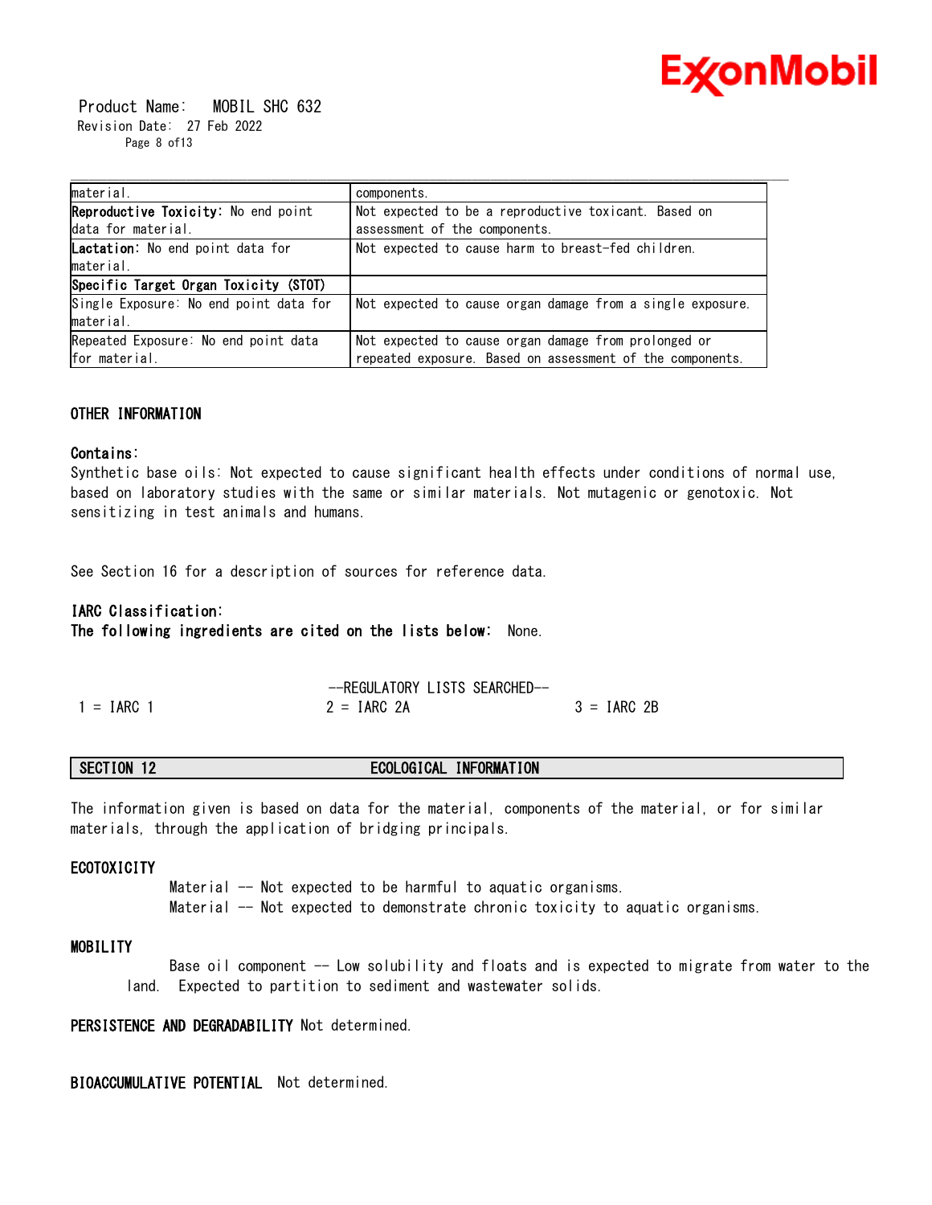| | |
|---|---|
| material. | components. |
| **Reproductive Toxicity**: No end point data for material. | Not expected to be a reproductive toxicant. Based on assessment of the components. |
| **Lactation**: No end point data for material. | Not expected to cause harm to breast-fed children. |
| **Specific Target Organ Toxicity (STOT)** | |
| Single Exposure: No end point data for material. | Not expected to cause organ damage from a single exposure. |
| Repeated Exposure: No end point data for material. | Not expected to cause organ damage from prolonged or repeated exposure. Based on assessment of the components. |

### OTHER INFORMATION

**Contains:**
Synthetic base oils: Not expected to cause significant health effects under conditions of normal use, based on laboratory studies with the same or similar materials. Not mutagenic or genotoxic. Not sensitizing in test animals and humans.

See Section 16 for a description of sources for reference data.

**IARC Classification:**
**The following ingredients are cited on the lists below:** None.

--REGULATORY LISTS SEARCHED--

| | | |
|---|---|---|
| 1 = IARC 1 | 2 = IARC 2A | 3 = IARC 2B |

## SECTION 12 ECOLOGICAL INFORMATION

The information given is based on data for the material, components of the material, or for similar materials, through the application of bridging principals.

### ECOTOXICITY

Material -- Not expected to be harmful to aquatic organisms.
Material -- Not expected to demonstrate chronic toxicity to aquatic organisms.

### MOBILITY

Base oil component -- Low solubility and floats and is expected to migrate from water to the land. Expected to partition to sediment and wastewater solids.

**PERSISTENCE AND DEGRADABILITY** Not determined.

**BIOACCUMULATIVE POTENTIAL** Not determined.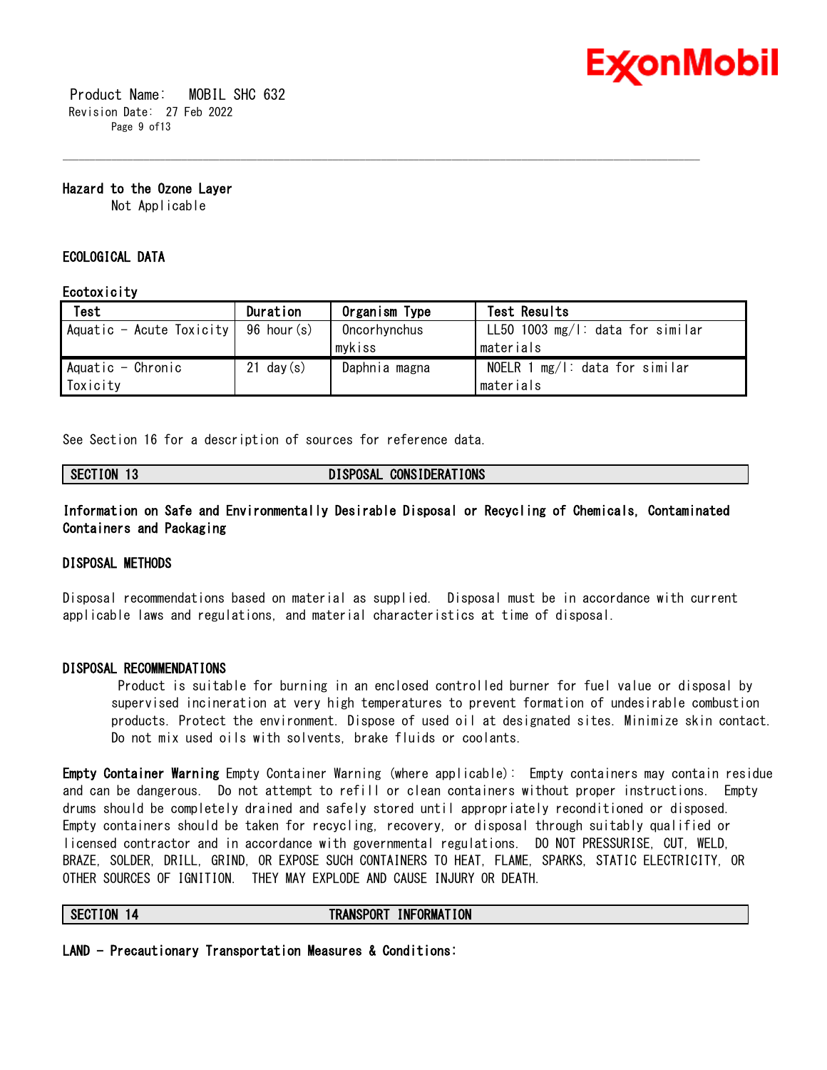**Hazard to the Ozone Layer**

Not Applicable

**ECOLOGICAL DATA**

**Ecotoxicity**

| Test | Duration | Organism Type | Test Results |
|---|---|---|---|
| Aquatic - Acute Toxicity | 96 hour(s) | Oncorhynchus mykiss | LL50 1003 mg/l: data for similar materials |
| Aquatic - Chronic Toxicity | 21 day(s) | Daphnia magna | NOELR 1 mg/l: data for similar materials |

See Section 16 for a description of sources for reference data.

## SECTION 13 DISPOSAL CONSIDERATIONS

**Information on Safe and Environmentally Desirable Disposal or Recycling of Chemicals, Contaminated Containers and Packaging**

**DISPOSAL METHODS**

Disposal recommendations based on material as supplied. Disposal must be in accordance with current applicable laws and regulations, and material characteristics at time of disposal.

**DISPOSAL RECOMMENDATIONS**

Product is suitable for burning in an enclosed controlled burner for fuel value or disposal by supervised incineration at very high temperatures to prevent formation of undesirable combustion products. Protect the environment. Dispose of used oil at designated sites. Minimize skin contact. Do not mix used oils with solvents, brake fluids or coolants.

**Empty Container Warning** Empty Container Warning (where applicable): Empty containers may contain residue and can be dangerous. Do not attempt to refill or clean containers without proper instructions. Empty drums should be completely drained and safely stored until appropriately reconditioned or disposed. Empty containers should be taken for recycling, recovery, or disposal through suitably qualified or licensed contractor and in accordance with governmental regulations. DO NOT PRESSURISE, CUT, WELD, BRAZE, SOLDER, DRILL, GRIND, OR EXPOSE SUCH CONTAINERS TO HEAT, FLAME, SPARKS, STATIC ELECTRICITY, OR OTHER SOURCES OF IGNITION. THEY MAY EXPLODE AND CAUSE INJURY OR DEATH.

## SECTION 14 TRANSPORT INFORMATION

**LAND - Precautionary Transportation Measures & Conditions:**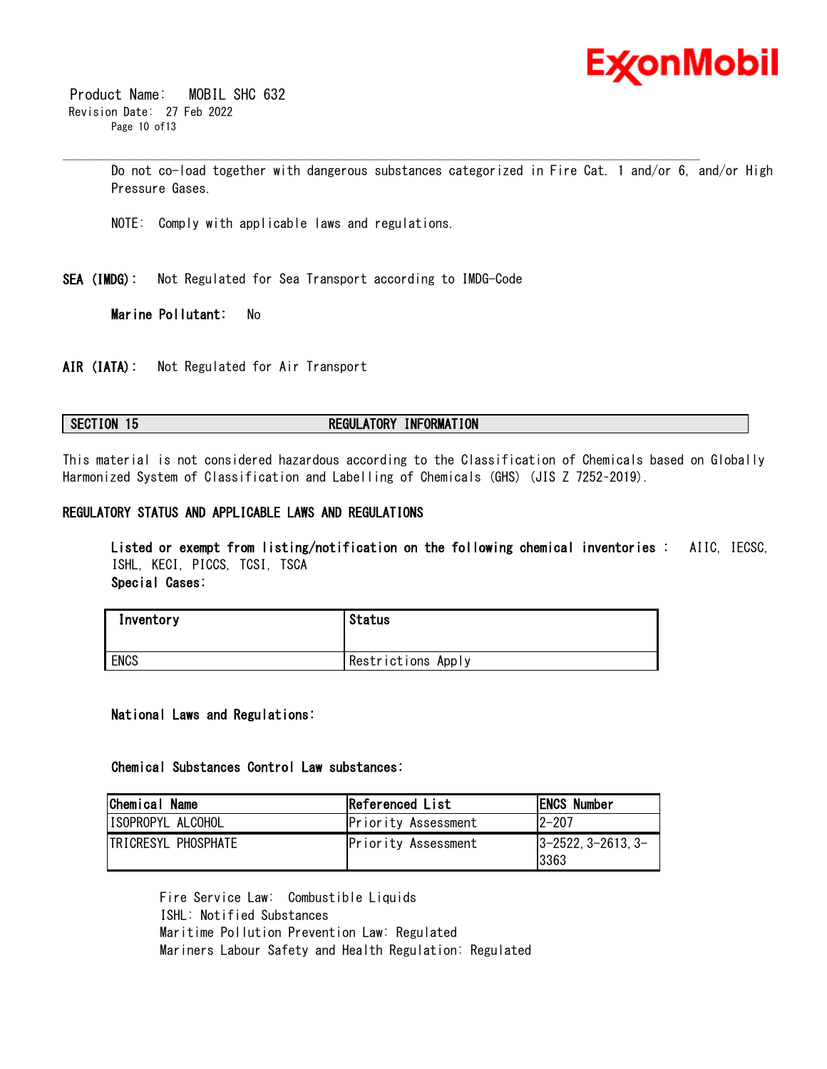Do not co-load together with dangerous substances categorized in Fire Cat. 1 and/or 6, and/or High Pressure Gases.

NOTE: Comply with applicable laws and regulations.

**SEA (IMDG):** Not Regulated for Sea Transport according to IMDG-Code

**Marine Pollutant:** No

**AIR (IATA):** Not Regulated for Air Transport

## SECTION 15 REGULATORY INFORMATION

This material is not considered hazardous according to the Classification of Chemicals based on Globally Harmonized System of Classification and Labelling of Chemicals (GHS) (JIS Z 7252-2019).

### REGULATORY STATUS AND APPLICABLE LAWS AND REGULATIONS

**Listed or exempt from listing/notification on the following chemical inventories :** AIIC, IECSC, ISHL, KECI, PICCS, TCSI, TSCA

**Special Cases:**

| Inventory | Status |
|---|---|
| ENCS | Restrictions Apply |

**National Laws and Regulations:**

**Chemical Substances Control Law substances:**

| Chemical Name | Referenced List | ENCS Number |
|---|---|---|
| ISOPROPYL ALCOHOL | Priority Assessment | 2-207 |
| TRICRESYL PHOSPHATE | Priority Assessment | 3-2522, 3-2613, 3-3363 |

Fire Service Law: Combustible Liquids
ISHL: Notified Substances
Maritime Pollution Prevention Law: Regulated
Mariners Labour Safety and Health Regulation: Regulated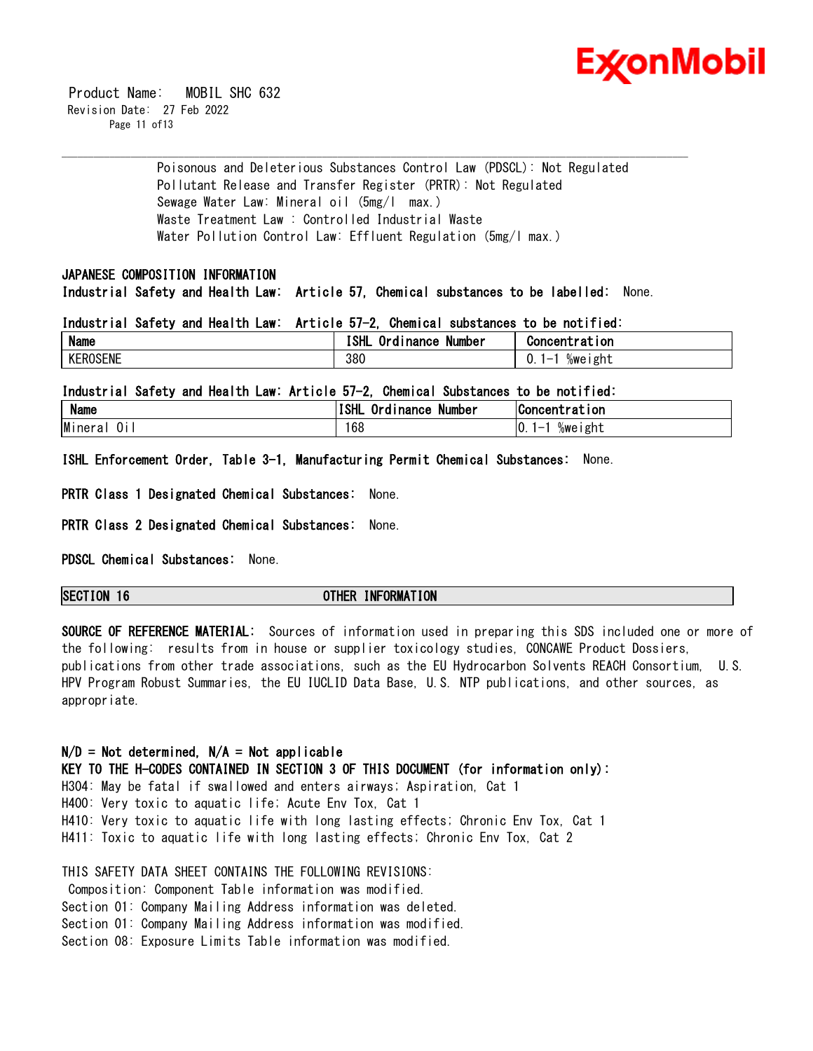Poisonous and Deleterious Substances Control Law (PDSCL): Not Regulated
Pollutant Release and Transfer Register (PRTR): Not Regulated
Sewage Water Law: Mineral oil (5mg/l max.)
Waste Treatment Law : Controlled Industrial Waste
Water Pollution Control Law: Effluent Regulation (5mg/l max.)

**JAPANESE COMPOSITION INFORMATION**

**Industrial Safety and Health Law: Article 57, Chemical substances to be labelled:** None.

**Industrial Safety and Health Law: Article 57-2, Chemical substances to be notified:**

| Name | ISHL Ordinance Number | Concentration |
|---|---|---|
| KEROSENE | 380 | 0.1-1 %weight |

**Industrial Safety and Health Law: Article 57-2, Chemical Substances to be notified:**

| Name | ISHL Ordinance Number | Concentration |
|---|---|---|
| Mineral Oil | 168 | 0.1-1 %weight |

**ISHL Enforcement Order, Table 3-1, Manufacturing Permit Chemical Substances:** None.

**PRTR Class 1 Designated Chemical Substances:** None.

**PRTR Class 2 Designated Chemical Substances:** None.

**PDSCL Chemical Substances:** None.

## SECTION 16 OTHER INFORMATION

**SOURCE OF REFERENCE MATERIAL:** Sources of information used in preparing this SDS included one or more of the following: results from in house or supplier toxicology studies, CONCAWE Product Dossiers, publications from other trade associations, such as the EU Hydrocarbon Solvents REACH Consortium, U.S. HPV Program Robust Summaries, the EU IUCLID Data Base, U.S. NTP publications, and other sources, as appropriate.

**N/D = Not determined, N/A = Not applicable**

**KEY TO THE H-CODES CONTAINED IN SECTION 3 OF THIS DOCUMENT (for information only):**

H304: May be fatal if swallowed and enters airways; Aspiration, Cat 1
H400: Very toxic to aquatic life; Acute Env Tox, Cat 1
H410: Very toxic to aquatic life with long lasting effects; Chronic Env Tox, Cat 1
H411: Toxic to aquatic life with long lasting effects; Chronic Env Tox, Cat 2

THIS SAFETY DATA SHEET CONTAINS THE FOLLOWING REVISIONS:
Composition: Component Table information was modified.
Section 01: Company Mailing Address information was deleted.
Section 01: Company Mailing Address information was modified.
Section 08: Exposure Limits Table information was modified.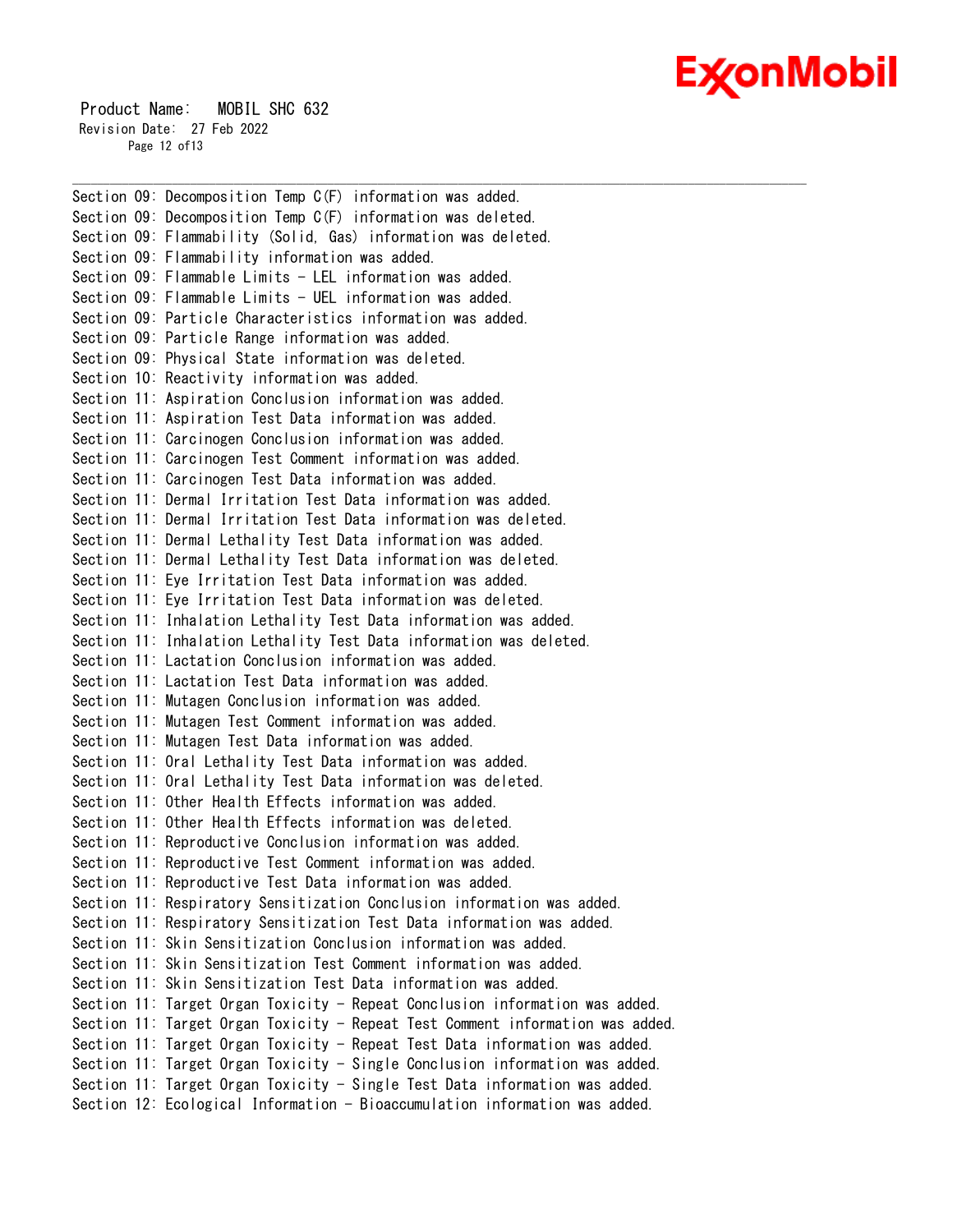Section 09: Decomposition Temp C(F) information was added.
Section 09: Decomposition Temp C(F) information was deleted.
Section 09: Flammability (Solid, Gas) information was deleted.
Section 09: Flammability information was added.
Section 09: Flammable Limits - LEL information was added.
Section 09: Flammable Limits - UEL information was added.
Section 09: Particle Characteristics information was added.
Section 09: Particle Range information was added.
Section 09: Physical State information was deleted.
Section 10: Reactivity information was added.
Section 11: Aspiration Conclusion information was added.
Section 11: Aspiration Test Data information was added.
Section 11: Carcinogen Conclusion information was added.
Section 11: Carcinogen Test Comment information was added.
Section 11: Carcinogen Test Data information was added.
Section 11: Dermal Irritation Test Data information was added.
Section 11: Dermal Irritation Test Data information was deleted.
Section 11: Dermal Lethality Test Data information was added.
Section 11: Dermal Lethality Test Data information was deleted.
Section 11: Eye Irritation Test Data information was added.
Section 11: Eye Irritation Test Data information was deleted.
Section 11: Inhalation Lethality Test Data information was added.
Section 11: Inhalation Lethality Test Data information was deleted.
Section 11: Lactation Conclusion information was added.
Section 11: Lactation Test Data information was added.
Section 11: Mutagen Conclusion information was added.
Section 11: Mutagen Test Comment information was added.
Section 11: Mutagen Test Data information was added.
Section 11: Oral Lethality Test Data information was added.
Section 11: Oral Lethality Test Data information was deleted.
Section 11: Other Health Effects information was added.
Section 11: Other Health Effects information was deleted.
Section 11: Reproductive Conclusion information was added.
Section 11: Reproductive Test Comment information was added.
Section 11: Reproductive Test Data information was added.
Section 11: Respiratory Sensitization Conclusion information was added.
Section 11: Respiratory Sensitization Test Data information was added.
Section 11: Skin Sensitization Conclusion information was added.
Section 11: Skin Sensitization Test Comment information was added.
Section 11: Skin Sensitization Test Data information was added.
Section 11: Target Organ Toxicity - Repeat Conclusion information was added.
Section 11: Target Organ Toxicity - Repeat Test Comment information was added.
Section 11: Target Organ Toxicity - Repeat Test Data information was added.
Section 11: Target Organ Toxicity - Single Conclusion information was added.
Section 11: Target Organ Toxicity - Single Test Data information was added.
Section 12: Ecological Information - Bioaccumulation information was added.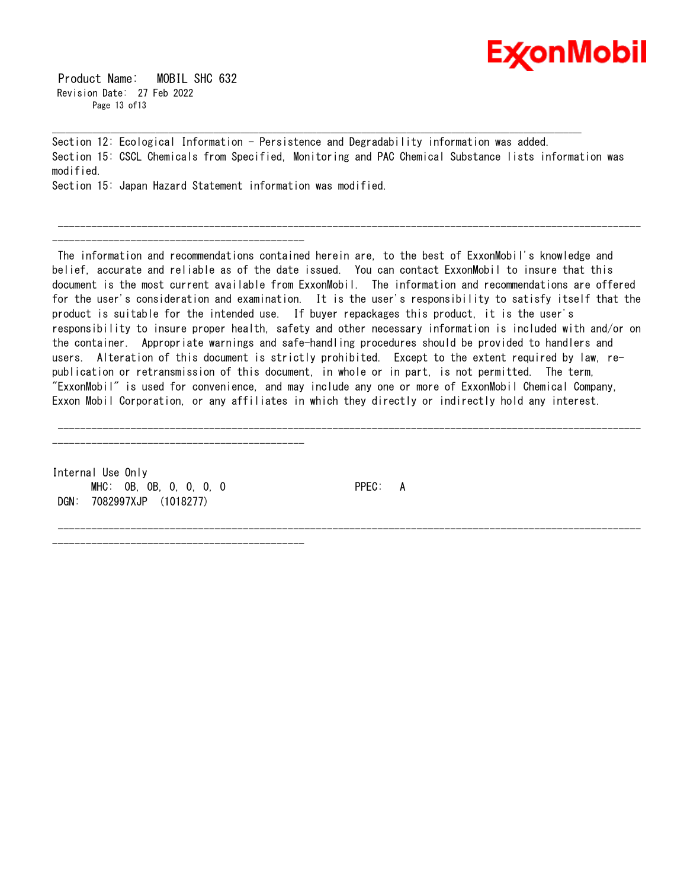Section 12: Ecological Information - Persistence and Degradability information was added.
Section 15: CSCL Chemicals from Specified, Monitoring and PAC Chemical Substance lists information was modified.
Section 15: Japan Hazard Statement information was modified.

---

The information and recommendations contained herein are, to the best of ExxonMobil's knowledge and belief, accurate and reliable as of the date issued. You can contact ExxonMobil to insure that this document is the most current available from ExxonMobil. The information and recommendations are offered for the user's consideration and examination. It is the user's responsibility to satisfy itself that the product is suitable for the intended use. If buyer repackages this product, it is the user's responsibility to insure proper health, safety and other necessary information is included with and/or on the container. Appropriate warnings and safe-handling procedures should be provided to handlers and users. Alteration of this document is strictly prohibited. Except to the extent required by law, re-publication or retransmission of this document, in whole or in part, is not permitted. The term, "ExxonMobil" is used for convenience, and may include any one or more of ExxonMobil Chemical Company, Exxon Mobil Corporation, or any affiliates in which they directly or indirectly hold any interest.

---

Internal Use Only
MHC: 0B, 0B, 0, 0, 0, 0 PPEC: A
DGN: 7082997XJP (1018277)

---